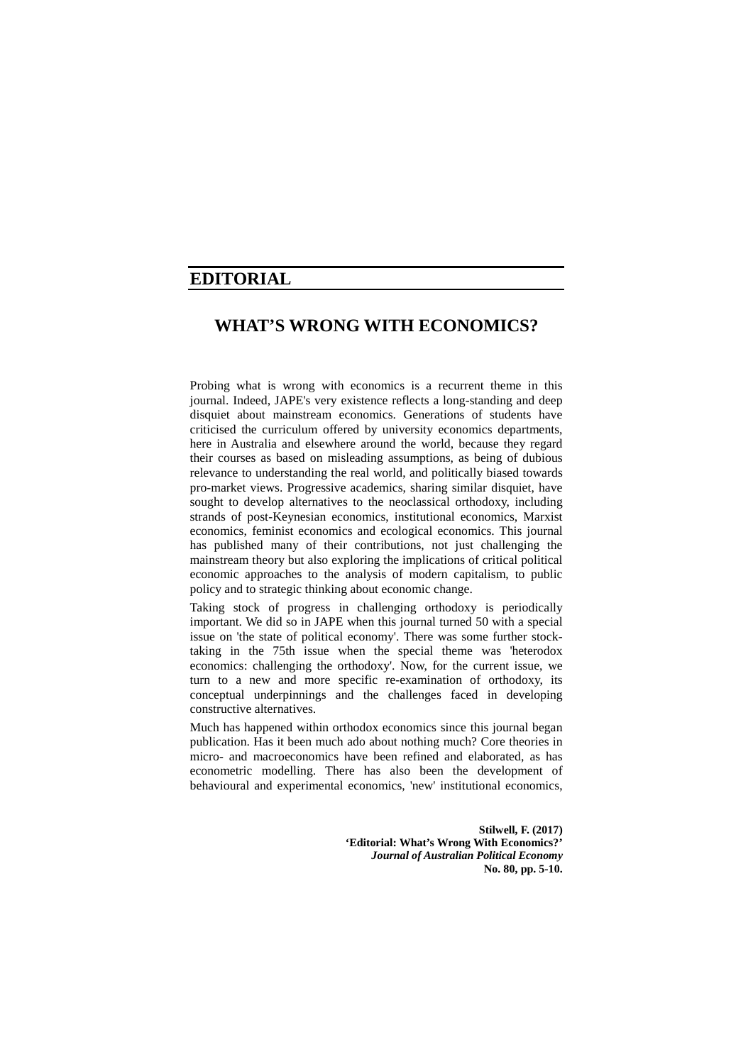# EDITORIAL

## WHAT'S WRONG WITH ECONOMICS?

Probing what is wrong with economics is a recurrent theme in this journal. Indeed, JAPE's very existence reflects a long-standing and deep disquiet about mainstream economics. Generations of students have criticised the curriculum offered by university economics departments, here in Australia and elsewhere around the world, because they regard their courses as based on misleading assumptions, as being of dubious relevance to understanding the real world, and politically biased towards pro-market views. Progressive academics, sharing similar disquiet, have sought to develop alternatives to the neoclassical orthodoxy, including strands of post-Keynesian economics, institutional economics, Marxist economics, feminist economics and ecological economics. This journal has published many of their contributions, not just challenging the mainstream theory but also exploring the implications of critical political economic approaches to the analysis of modern capitalism, to public policy and to strategic thinking about economic change.

Taking stock of progress in challenging orthodoxy is periodically important. We did so in JAPE when this journal turned 50 with a special issue on 'the state of political economy'. There was some further stock-taking in the 75th issue when the special theme was 'heterodox economics: challenging the orthodoxy'. Now, for the current issue, we turn to a new and more specific re-examination of orthodoxy, its conceptual underpinnings and the challenges faced in developing constructive alternatives.

Much has happened within orthodox economics since this journal began publication. Has it been much ado about nothing much? Core theories in micro- and macroeconomics have been refined and elaborated, as has econometric modelling. There has also been the development of behavioural and experimental economics, 'new' institutional economics,

**Stilwell, F. (2017)**
**'Editorial: What's Wrong With Economics?'**
***Journal of Australian Political Economy***
**No. 80, pp. 5-10.**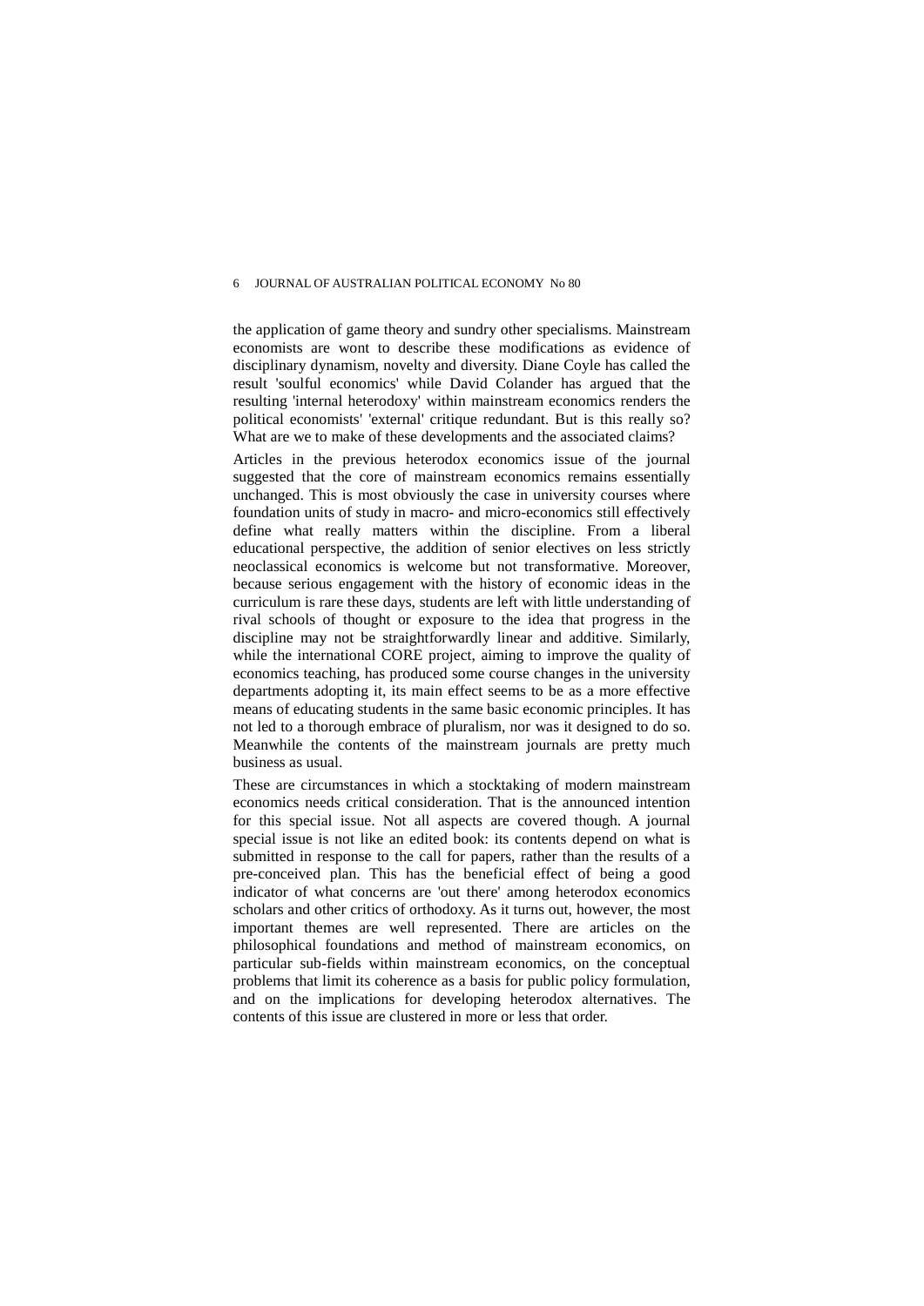the application of game theory and sundry other specialisms. Mainstream economists are wont to describe these modifications as evidence of disciplinary dynamism, novelty and diversity. Diane Coyle has called the result 'soulful economics' while David Colander has argued that the resulting 'internal heterodoxy' within mainstream economics renders the political economists' 'external' critique redundant. But is this really so? What are we to make of these developments and the associated claims?

Articles in the previous heterodox economics issue of the journal suggested that the core of mainstream economics remains essentially unchanged. This is most obviously the case in university courses where foundation units of study in macro- and micro-economics still effectively define what really matters within the discipline. From a liberal educational perspective, the addition of senior electives on less strictly neoclassical economics is welcome but not transformative. Moreover, because serious engagement with the history of economic ideas in the curriculum is rare these days, students are left with little understanding of rival schools of thought or exposure to the idea that progress in the discipline may not be straightforwardly linear and additive. Similarly, while the international CORE project, aiming to improve the quality of economics teaching, has produced some course changes in the university departments adopting it, its main effect seems to be as a more effective means of educating students in the same basic economic principles. It has not led to a thorough embrace of pluralism, nor was it designed to do so. Meanwhile the contents of the mainstream journals are pretty much business as usual.

These are circumstances in which a stocktaking of modern mainstream economics needs critical consideration. That is the announced intention for this special issue. Not all aspects are covered though. A journal special issue is not like an edited book: its contents depend on what is submitted in response to the call for papers, rather than the results of a pre-conceived plan. This has the beneficial effect of being a good indicator of what concerns are 'out there' among heterodox economics scholars and other critics of orthodoxy. As it turns out, however, the most important themes are well represented. There are articles on the philosophical foundations and method of mainstream economics, on particular sub-fields within mainstream economics, on the conceptual problems that limit its coherence as a basis for public policy formulation, and on the implications for developing heterodox alternatives. The contents of this issue are clustered in more or less that order.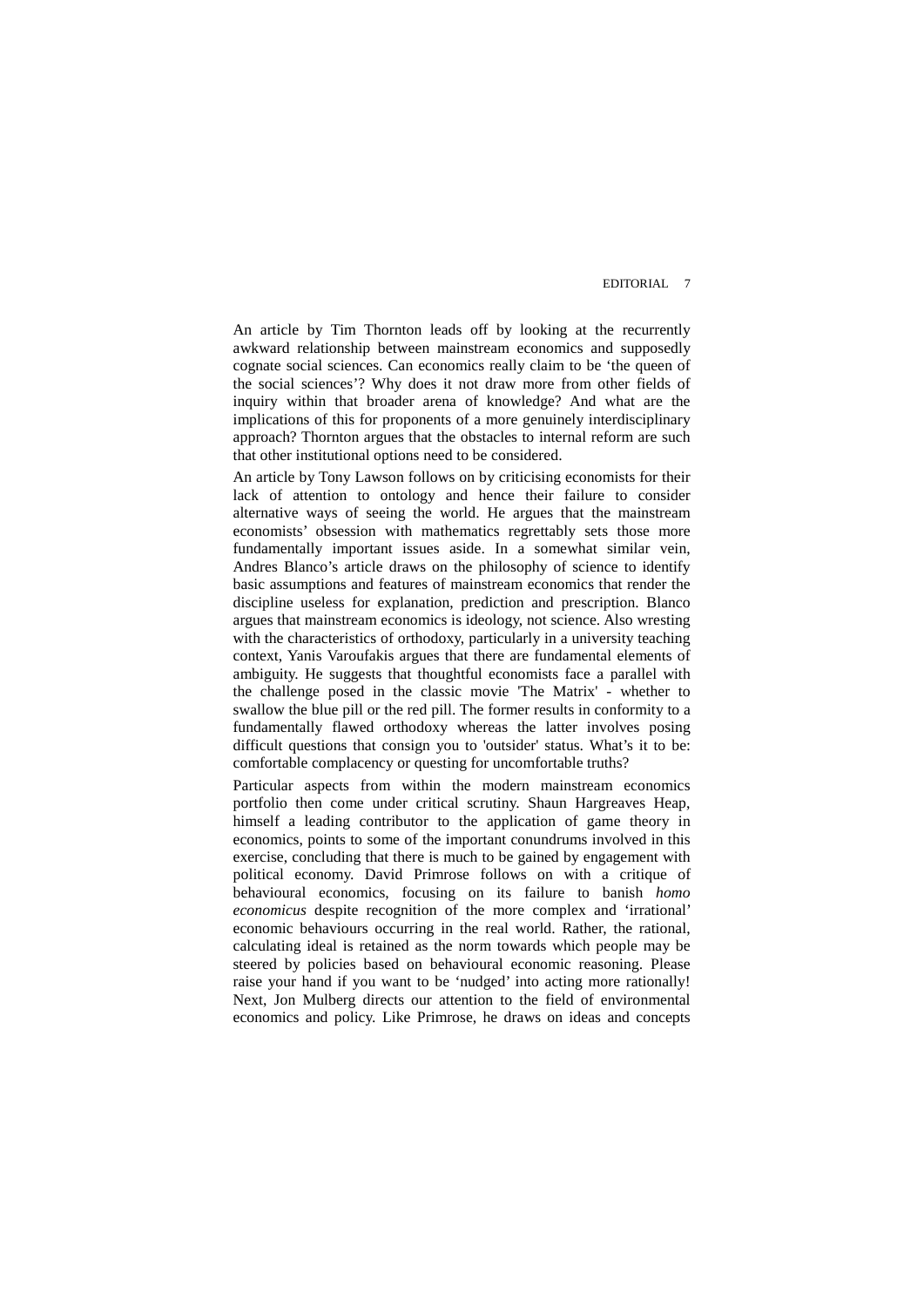An article by Tim Thornton leads off by looking at the recurrently awkward relationship between mainstream economics and supposedly cognate social sciences. Can economics really claim to be 'the queen of the social sciences'? Why does it not draw more from other fields of inquiry within that broader arena of knowledge? And what are the implications of this for proponents of a more genuinely interdisciplinary approach? Thornton argues that the obstacles to internal reform are such that other institutional options need to be considered.

An article by Tony Lawson follows on by criticising economists for their lack of attention to ontology and hence their failure to consider alternative ways of seeing the world. He argues that the mainstream economists' obsession with mathematics regrettably sets those more fundamentally important issues aside. In a somewhat similar vein, Andres Blanco's article draws on the philosophy of science to identify basic assumptions and features of mainstream economics that render the discipline useless for explanation, prediction and prescription. Blanco argues that mainstream economics is ideology, not science. Also wresting with the characteristics of orthodoxy, particularly in a university teaching context, Yanis Varoufakis argues that there are fundamental elements of ambiguity. He suggests that thoughtful economists face a parallel with the challenge posed in the classic movie 'The Matrix' - whether to swallow the blue pill or the red pill. The former results in conformity to a fundamentally flawed orthodoxy whereas the latter involves posing difficult questions that consign you to 'outsider' status. What's it to be: comfortable complacency or questing for uncomfortable truths?

Particular aspects from within the modern mainstream economics portfolio then come under critical scrutiny. Shaun Hargreaves Heap, himself a leading contributor to the application of game theory in economics, points to some of the important conundrums involved in this exercise, concluding that there is much to be gained by engagement with political economy. David Primrose follows on with a critique of behavioural economics, focusing on its failure to banish *homo economicus* despite recognition of the more complex and 'irrational' economic behaviours occurring in the real world. Rather, the rational, calculating ideal is retained as the norm towards which people may be steered by policies based on behavioural economic reasoning. Please raise your hand if you want to be 'nudged' into acting more rationally! Next, Jon Mulberg directs our attention to the field of environmental economics and policy. Like Primrose, he draws on ideas and concepts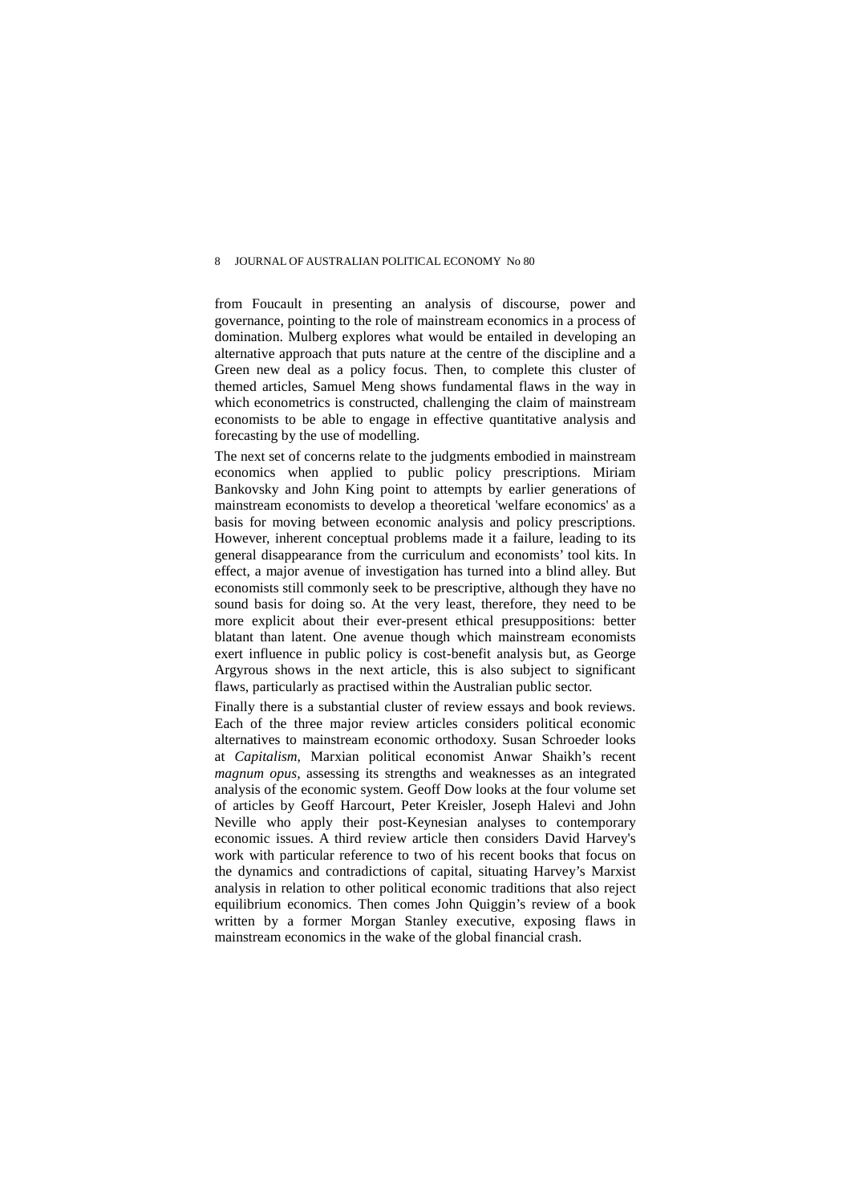from Foucault in presenting an analysis of discourse, power and governance, pointing to the role of mainstream economics in a process of domination. Mulberg explores what would be entailed in developing an alternative approach that puts nature at the centre of the discipline and a Green new deal as a policy focus. Then, to complete this cluster of themed articles, Samuel Meng shows fundamental flaws in the way in which econometrics is constructed, challenging the claim of mainstream economists to be able to engage in effective quantitative analysis and forecasting by the use of modelling.

The next set of concerns relate to the judgments embodied in mainstream economics when applied to public policy prescriptions. Miriam Bankovsky and John King point to attempts by earlier generations of mainstream economists to develop a theoretical 'welfare economics' as a basis for moving between economic analysis and policy prescriptions. However, inherent conceptual problems made it a failure, leading to its general disappearance from the curriculum and economists' tool kits. In effect, a major avenue of investigation has turned into a blind alley. But economists still commonly seek to be prescriptive, although they have no sound basis for doing so. At the very least, therefore, they need to be more explicit about their ever-present ethical presuppositions: better blatant than latent. One avenue though which mainstream economists exert influence in public policy is cost-benefit analysis but, as George Argyrous shows in the next article, this is also subject to significant flaws, particularly as practised within the Australian public sector.

Finally there is a substantial cluster of review essays and book reviews. Each of the three major review articles considers political economic alternatives to mainstream economic orthodoxy. Susan Schroeder looks at *Capitalism*, Marxian political economist Anwar Shaikh's recent *magnum opus,* assessing its strengths and weaknesses as an integrated analysis of the economic system. Geoff Dow looks at the four volume set of articles by Geoff Harcourt, Peter Kreisler, Joseph Halevi and John Neville who apply their post-Keynesian analyses to contemporary economic issues. A third review article then considers David Harvey's work with particular reference to two of his recent books that focus on the dynamics and contradictions of capital, situating Harvey's Marxist analysis in relation to other political economic traditions that also reject equilibrium economics. Then comes John Quiggin's review of a book written by a former Morgan Stanley executive, exposing flaws in mainstream economics in the wake of the global financial crash.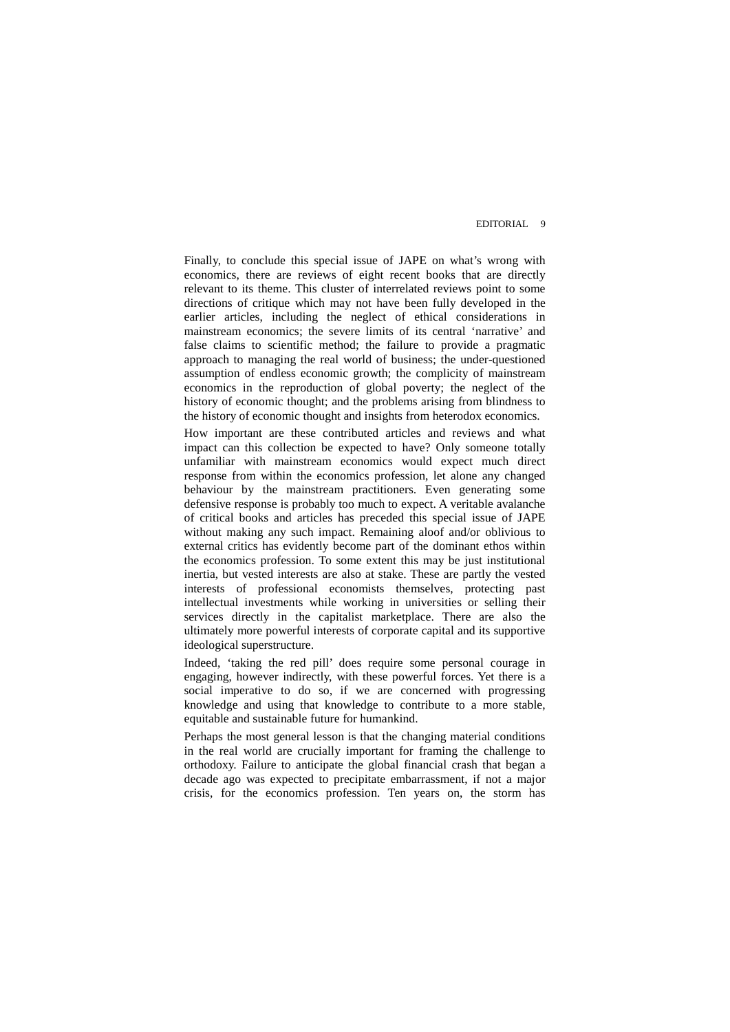Finally, to conclude this special issue of JAPE on what's wrong with economics, there are reviews of eight recent books that are directly relevant to its theme. This cluster of interrelated reviews point to some directions of critique which may not have been fully developed in the earlier articles, including the neglect of ethical considerations in mainstream economics; the severe limits of its central 'narrative' and false claims to scientific method; the failure to provide a pragmatic approach to managing the real world of business; the under-questioned assumption of endless economic growth; the complicity of mainstream economics in the reproduction of global poverty; the neglect of the history of economic thought; and the problems arising from blindness to the history of economic thought and insights from heterodox economics.

How important are these contributed articles and reviews and what impact can this collection be expected to have? Only someone totally unfamiliar with mainstream economics would expect much direct response from within the economics profession, let alone any changed behaviour by the mainstream practitioners. Even generating some defensive response is probably too much to expect. A veritable avalanche of critical books and articles has preceded this special issue of JAPE without making any such impact. Remaining aloof and/or oblivious to external critics has evidently become part of the dominant ethos within the economics profession. To some extent this may be just institutional inertia, but vested interests are also at stake. These are partly the vested interests of professional economists themselves, protecting past intellectual investments while working in universities or selling their services directly in the capitalist marketplace. There are also the ultimately more powerful interests of corporate capital and its supportive ideological superstructure.

Indeed, 'taking the red pill' does require some personal courage in engaging, however indirectly, with these powerful forces. Yet there is a social imperative to do so, if we are concerned with progressing knowledge and using that knowledge to contribute to a more stable, equitable and sustainable future for humankind.

Perhaps the most general lesson is that the changing material conditions in the real world are crucially important for framing the challenge to orthodoxy. Failure to anticipate the global financial crash that began a decade ago was expected to precipitate embarrassment, if not a major crisis, for the economics profession. Ten years on, the storm has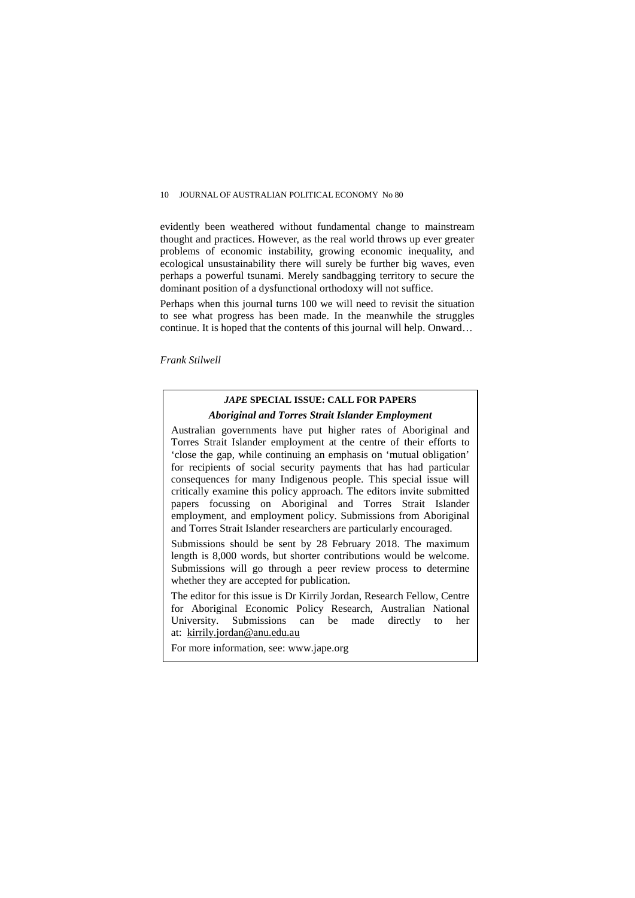evidently been weathered without fundamental change to mainstream thought and practices. However, as the real world throws up ever greater problems of economic instability, growing economic inequality, and ecological unsustainability there will surely be further big waves, even perhaps a powerful tsunami. Merely sandbagging territory to secure the dominant position of a dysfunctional orthodoxy will not suffice.

Perhaps when this journal turns 100 we will need to revisit the situation to see what progress has been made. In the meanwhile the struggles continue. It is hoped that the contents of this journal will help. Onward…

*Frank Stilwell*

---

**_JAPE_ SPECIAL ISSUE: CALL FOR PAPERS**

***Aboriginal and Torres Strait Islander Employment***

Australian governments have put higher rates of Aboriginal and Torres Strait Islander employment at the centre of their efforts to 'close the gap, while continuing an emphasis on 'mutual obligation' for recipients of social security payments that has had particular consequences for many Indigenous people. This special issue will critically examine this policy approach. The editors invite submitted papers focussing on Aboriginal and Torres Strait Islander employment, and employment policy. Submissions from Aboriginal and Torres Strait Islander researchers are particularly encouraged.

Submissions should be sent by 28 February 2018. The maximum length is 8,000 words, but shorter contributions would be welcome. Submissions will go through a peer review process to determine whether they are accepted for publication.

The editor for this issue is Dr Kirrily Jordan, Research Fellow, Centre for Aboriginal Economic Policy Research, Australian National University. Submissions can be made directly to her at: kirrily.jordan@anu.edu.au

For more information, see: www.jape.org